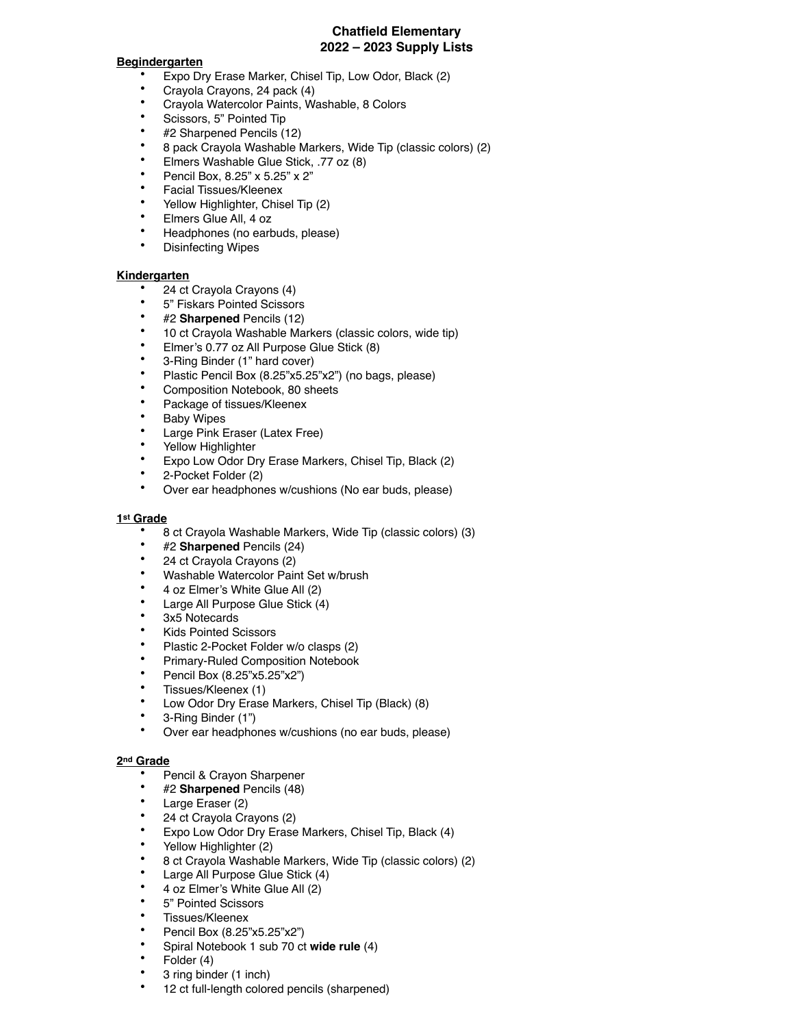# Chatfield Elementary
# 2022 – 2023 Supply Lists

**Begindergarten**

- Expo Dry Erase Marker, Chisel Tip, Low Odor, Black (2)
- Crayola Crayons, 24 pack (4)
- Crayola Watercolor Paints, Washable, 8 Colors
- Scissors, 5" Pointed Tip
- #2 Sharpened Pencils (12)
- 8 pack Crayola Washable Markers, Wide Tip (classic colors) (2)
- Elmers Washable Glue Stick, .77 oz (8)
- Pencil Box, 8.25" x 5.25" x 2"
- Facial Tissues/Kleenex
- Yellow Highlighter, Chisel Tip (2)
- Elmers Glue All, 4 oz
- Headphones (no earbuds, please)
- Disinfecting Wipes

**Kindergarten**

- 24 ct Crayola Crayons (4)
- 5" Fiskars Pointed Scissors
- #2 **Sharpened** Pencils (12)
- 10 ct Crayola Washable Markers (classic colors, wide tip)
- Elmer's 0.77 oz All Purpose Glue Stick (8)
- 3-Ring Binder (1" hard cover)
- Plastic Pencil Box (8.25"x5.25"x2") (no bags, please)
- Composition Notebook, 80 sheets
- Package of tissues/Kleenex
- Baby Wipes
- Large Pink Eraser (Latex Free)
- Yellow Highlighter
- Expo Low Odor Dry Erase Markers, Chisel Tip, Black (2)
- 2-Pocket Folder (2)
- Over ear headphones w/cushions (No ear buds, please)

**1st Grade**

- 8 ct Crayola Washable Markers, Wide Tip (classic colors) (3)
- #2 **Sharpened** Pencils (24)
- 24 ct Crayola Crayons (2)
- Washable Watercolor Paint Set w/brush
- 4 oz Elmer's White Glue All (2)
- Large All Purpose Glue Stick (4)
- 3x5 Notecards
- Kids Pointed Scissors
- Plastic 2-Pocket Folder w/o clasps (2)
- Primary-Ruled Composition Notebook
- Pencil Box (8.25"x5.25"x2")
- Tissues/Kleenex (1)
- Low Odor Dry Erase Markers, Chisel Tip (Black) (8)
- 3-Ring Binder (1")
- Over ear headphones w/cushions (no ear buds, please)

**2nd Grade**

- Pencil & Crayon Sharpener
- #2 **Sharpened** Pencils (48)
- Large Eraser (2)
- 24 ct Crayola Crayons (2)
- Expo Low Odor Dry Erase Markers, Chisel Tip, Black (4)
- Yellow Highlighter (2)
- 8 ct Crayola Washable Markers, Wide Tip (classic colors) (2)
- Large All Purpose Glue Stick (4)
- 4 oz Elmer's White Glue All (2)
- 5" Pointed Scissors
- Tissues/Kleenex
- Pencil Box (8.25"x5.25"x2")
- Spiral Notebook 1 sub 70 ct **wide rule** (4)
- Folder (4)
- 3 ring binder (1 inch)
- 12 ct full-length colored pencils (sharpened)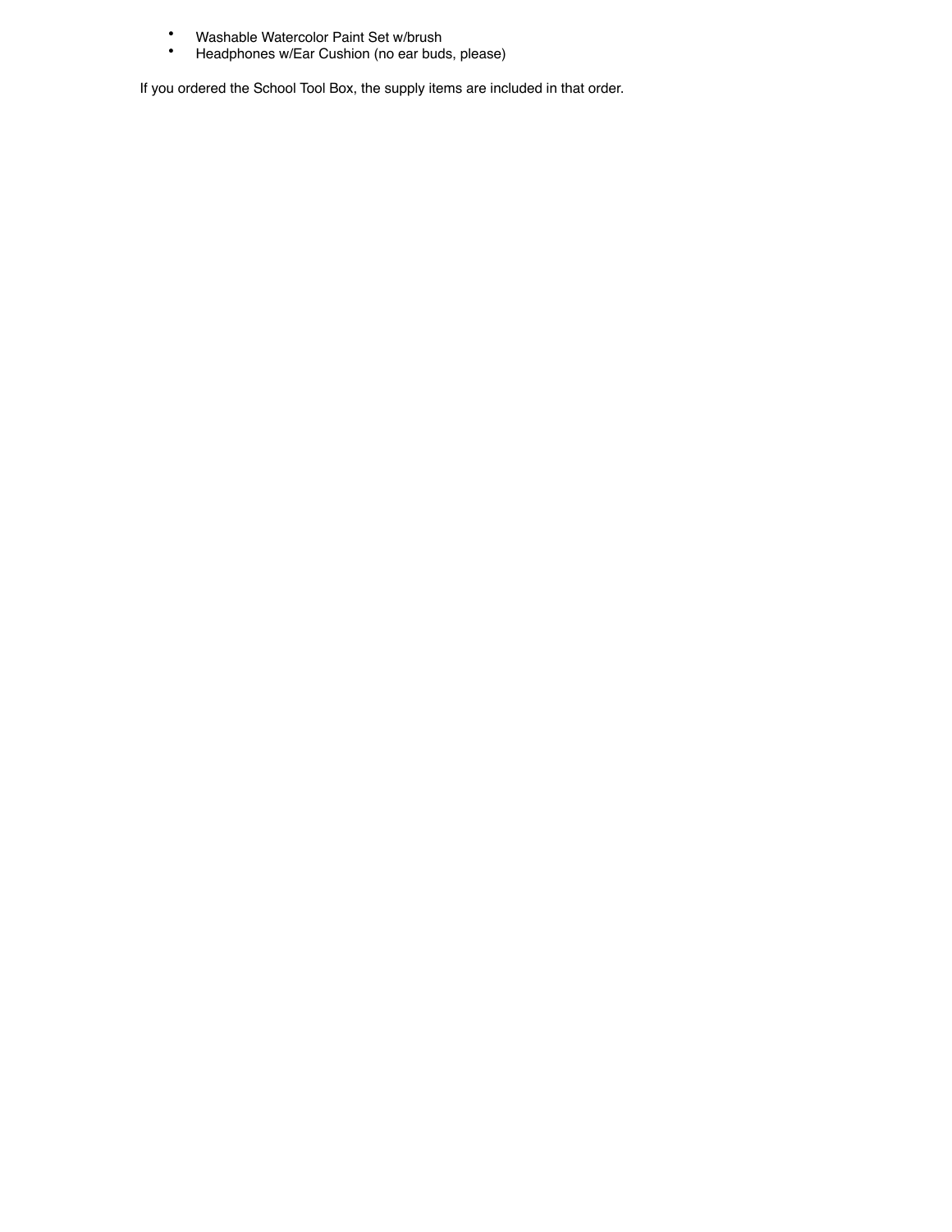- Washable Watercolor Paint Set w/brush
- Headphones w/Ear Cushion (no ear buds, please)

If you ordered the School Tool Box, the supply items are included in that order.